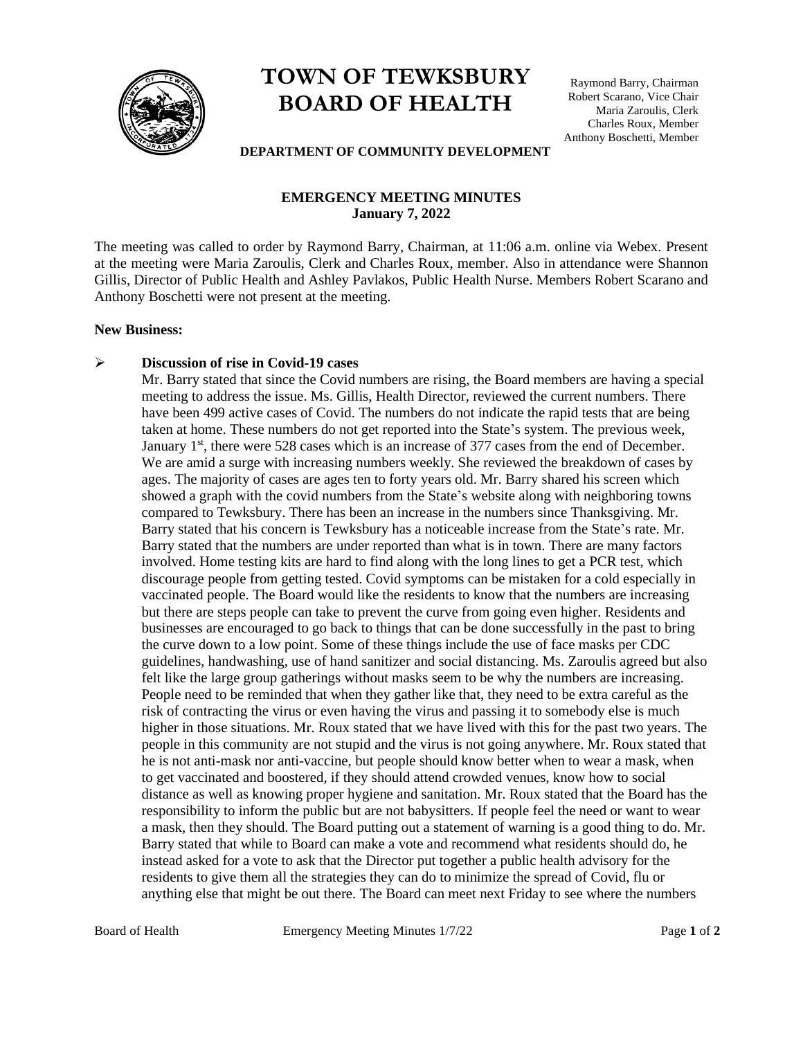# TOWN OF TEWKSBURY BOARD OF HEALTH

Raymond Barry, Chairman
Robert Scarano, Vice Chair
Maria Zaroulis, Clerk
Charles Roux, Member
Anthony Boschetti, Member

**DEPARTMENT OF COMMUNITY DEVELOPMENT**

## EMERGENCY MEETING MINUTES
**January 7, 2022**

The meeting was called to order by Raymond Barry, Chairman, at 11:06 a.m. online via Webex. Present at the meeting were Maria Zaroulis, Clerk and Charles Roux, member. Also in attendance were Shannon Gillis, Director of Public Health and Ashley Pavlakos, Public Health Nurse. Members Robert Scarano and Anthony Boschetti were not present at the meeting.

**New Business:**

- **Discussion of rise in Covid-19 cases**

  Mr. Barry stated that since the Covid numbers are rising, the Board members are having a special meeting to address the issue. Ms. Gillis, Health Director, reviewed the current numbers. There have been 499 active cases of Covid. The numbers do not indicate the rapid tests that are being taken at home. These numbers do not get reported into the State's system. The previous week, January 1st, there were 528 cases which is an increase of 377 cases from the end of December. We are amid a surge with increasing numbers weekly. She reviewed the breakdown of cases by ages. The majority of cases are ages ten to forty years old. Mr. Barry shared his screen which showed a graph with the covid numbers from the State's website along with neighboring towns compared to Tewksbury. There has been an increase in the numbers since Thanksgiving. Mr. Barry stated that his concern is Tewksbury has a noticeable increase from the State's rate. Mr. Barry stated that the numbers are under reported than what is in town. There are many factors involved. Home testing kits are hard to find along with the long lines to get a PCR test, which discourage people from getting tested. Covid symptoms can be mistaken for a cold especially in vaccinated people. The Board would like the residents to know that the numbers are increasing but there are steps people can take to prevent the curve from going even higher. Residents and businesses are encouraged to go back to things that can be done successfully in the past to bring the curve down to a low point. Some of these things include the use of face masks per CDC guidelines, handwashing, use of hand sanitizer and social distancing. Ms. Zaroulis agreed but also felt like the large group gatherings without masks seem to be why the numbers are increasing. People need to be reminded that when they gather like that, they need to be extra careful as the risk of contracting the virus or even having the virus and passing it to somebody else is much higher in those situations. Mr. Roux stated that we have lived with this for the past two years. The people in this community are not stupid and the virus is not going anywhere. Mr. Roux stated that he is not anti-mask nor anti-vaccine, but people should know better when to wear a mask, when to get vaccinated and boostered, if they should attend crowded venues, know how to social distance as well as knowing proper hygiene and sanitation. Mr. Roux stated that the Board has the responsibility to inform the public but are not babysitters. If people feel the need or want to wear a mask, then they should. The Board putting out a statement of warning is a good thing to do. Mr. Barry stated that while to Board can make a vote and recommend what residents should do, he instead asked for a vote to ask that the Director put together a public health advisory for the residents to give them all the strategies they can do to minimize the spread of Covid, flu or anything else that might be out there. The Board can meet next Friday to see where the numbers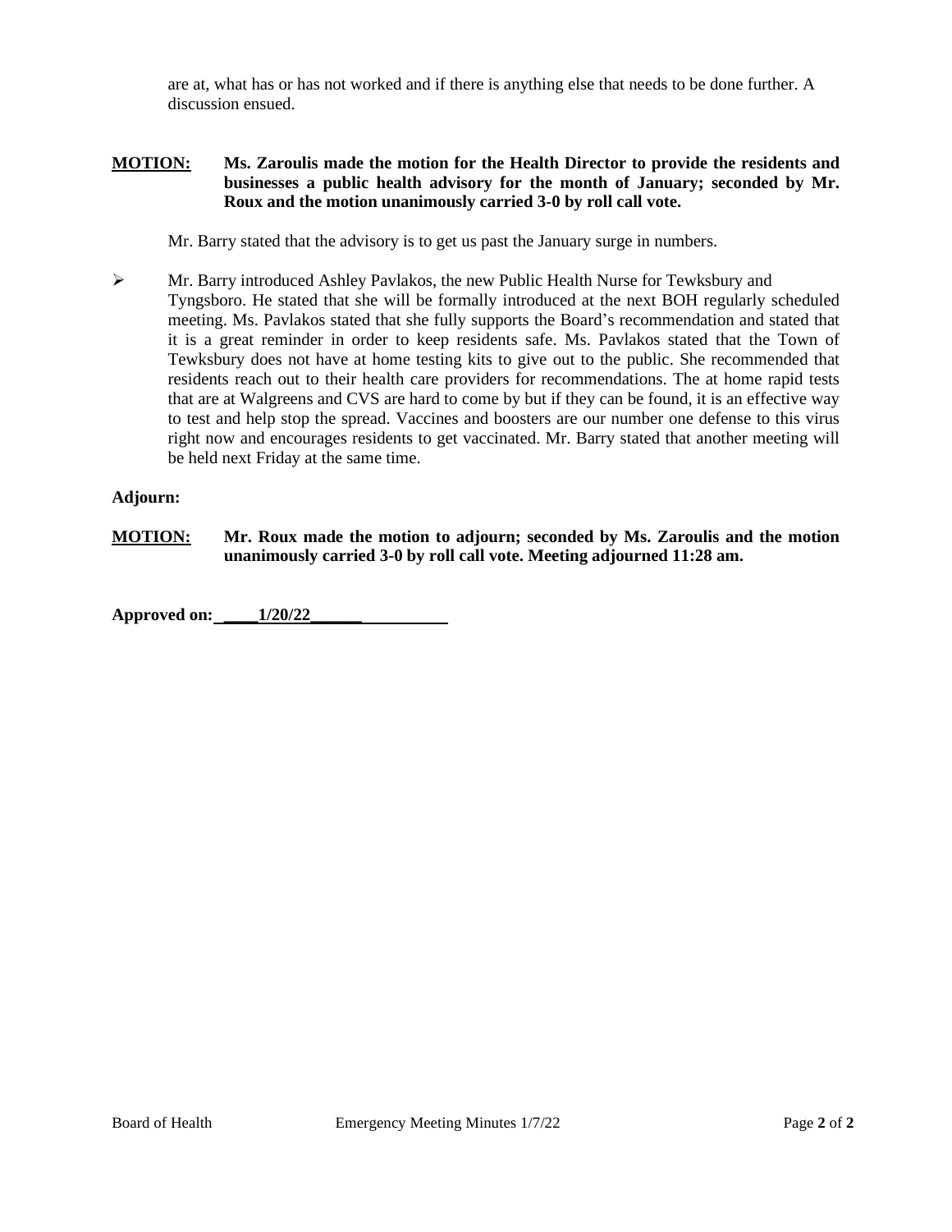are at, what has or has not worked and if there is anything else that needs to be done further. A discussion ensued.

**MOTION:** **Ms. Zaroulis made the motion for the Health Director to provide the residents and businesses a public health advisory for the month of January; seconded by Mr. Roux and the motion unanimously carried 3-0 by roll call vote.**

Mr. Barry stated that the advisory is to get us past the January surge in numbers.

- Mr. Barry introduced Ashley Pavlakos, the new Public Health Nurse for Tewksbury and Tyngsboro. He stated that she will be formally introduced at the next BOH regularly scheduled meeting. Ms. Pavlakos stated that she fully supports the Board's recommendation and stated that it is a great reminder in order to keep residents safe. Ms. Pavlakos stated that the Town of Tewksbury does not have at home testing kits to give out to the public. She recommended that residents reach out to their health care providers for recommendations. The at home rapid tests that are at Walgreens and CVS are hard to come by but if they can be found, it is an effective way to test and help stop the spread. Vaccines and boosters are our number one defense to this virus right now and encourages residents to get vaccinated. Mr. Barry stated that another meeting will be held next Friday at the same time.

**Adjourn:**

**MOTION:** **Mr. Roux made the motion to adjourn; seconded by Ms. Zaroulis and the motion unanimously carried 3-0 by roll call vote. Meeting adjourned 11:28 am.**

**Approved on: ____1/20/22______**